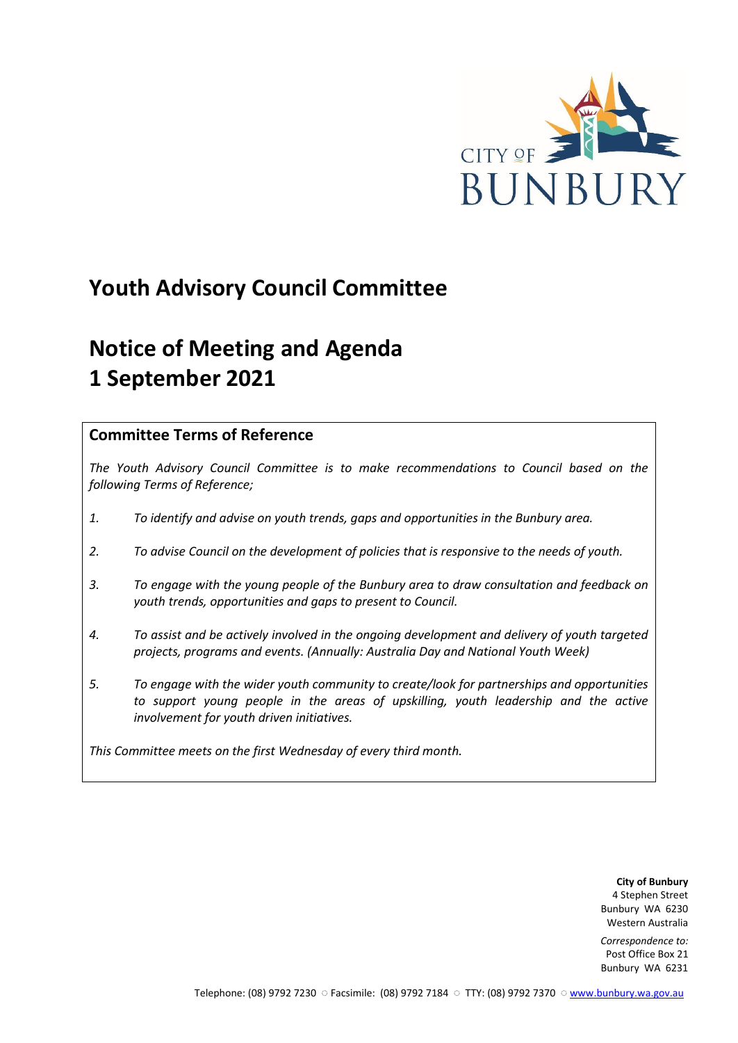CITY OF BUNBURY

# Youth Advisory Council Committee

# Notice of Meeting and Agenda 1 September 2021

## Committee Terms of Reference

*The Youth Advisory Council Committee is to make recommendations to Council based on the following Terms of Reference;*

1. *To identify and advise on youth trends, gaps and opportunities in the Bunbury area.*
2. *To advise Council on the development of policies that is responsive to the needs of youth.*
3. *To engage with the young people of the Bunbury area to draw consultation and feedback on youth trends, opportunities and gaps to present to Council.*
4. *To assist and be actively involved in the ongoing development and delivery of youth targeted projects, programs and events. (Annually: Australia Day and National Youth Week)*
5. *To engage with the wider youth community to create/look for partnerships and opportunities to support young people in the areas of upskilling, youth leadership and the active involvement for youth driven initiatives.*

*This Committee meets on the first Wednesday of every third month.*

**City of Bunbury**
4 Stephen Street
Bunbury WA 6230
Western Australia

*Correspondence to:*
Post Office Box 21
Bunbury WA 6231

Telephone: (08) 9792 7230 ○ Facsimile: (08) 9792 7184 ○ TTY: (08) 9792 7370 ○ www.bunbury.wa.gov.au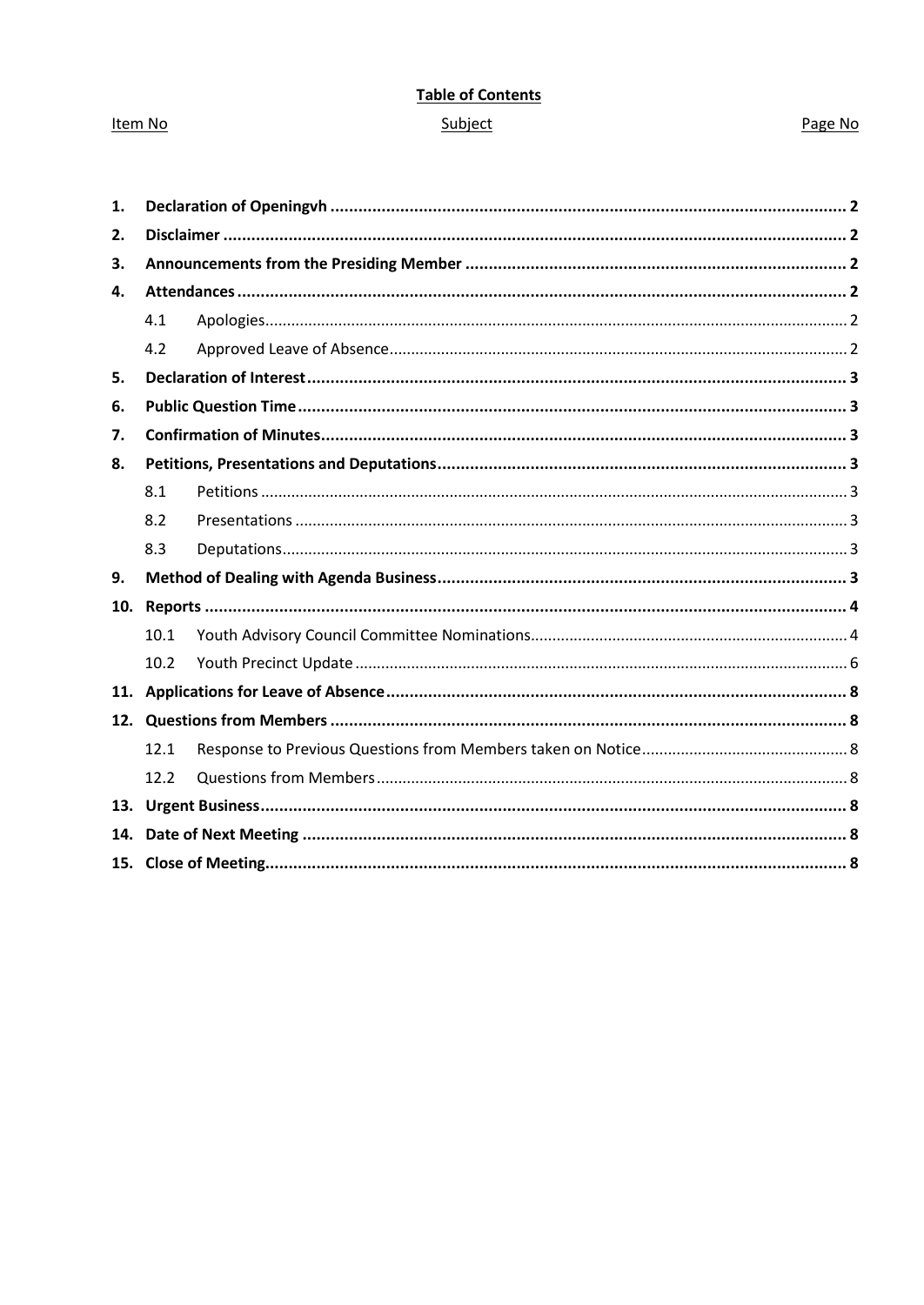**Table of Contents**

| Item No | Subject | Page No |
|---|---|---|
| **1.** | **Declaration of Openingvh** | **2** |
| **2.** | **Disclaimer** | **2** |
| **3.** | **Announcements from the Presiding Member** | **2** |
| **4.** | **Attendances** | **2** |
| 4.1 | Apologies | 2 |
| 4.2 | Approved Leave of Absence | 2 |
| **5.** | **Declaration of Interest** | **3** |
| **6.** | **Public Question Time** | **3** |
| **7.** | **Confirmation of Minutes** | **3** |
| **8.** | **Petitions, Presentations and Deputations** | **3** |
| 8.1 | Petitions | 3 |
| 8.2 | Presentations | 3 |
| 8.3 | Deputations | 3 |
| **9.** | **Method of Dealing with Agenda Business** | **3** |
| **10.** | **Reports** | **4** |
| 10.1 | Youth Advisory Council Committee Nominations | 4 |
| 10.2 | Youth Precinct Update | 6 |
| **11.** | **Applications for Leave of Absence** | **8** |
| **12.** | **Questions from Members** | **8** |
| 12.1 | Response to Previous Questions from Members taken on Notice | 8 |
| 12.2 | Questions from Members | 8 |
| **13.** | **Urgent Business** | **8** |
| **14.** | **Date of Next Meeting** | **8** |
| **15.** | **Close of Meeting** | **8** |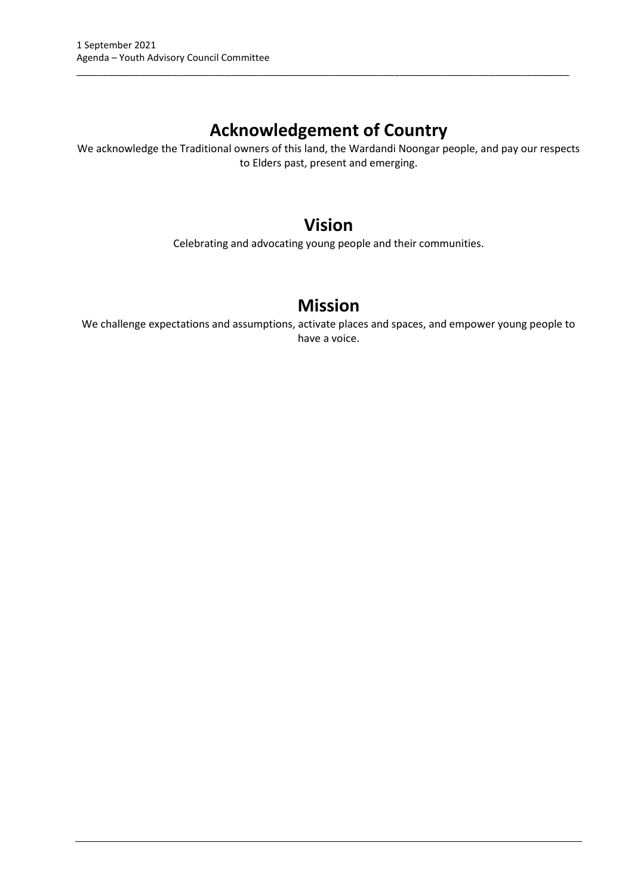# Acknowledgement of Country

We acknowledge the Traditional owners of this land, the Wardandi Noongar people, and pay our respects to Elders past, present and emerging.

# Vision

Celebrating and advocating young people and their communities.

# Mission

We challenge expectations and assumptions, activate places and spaces, and empower young people to have a voice.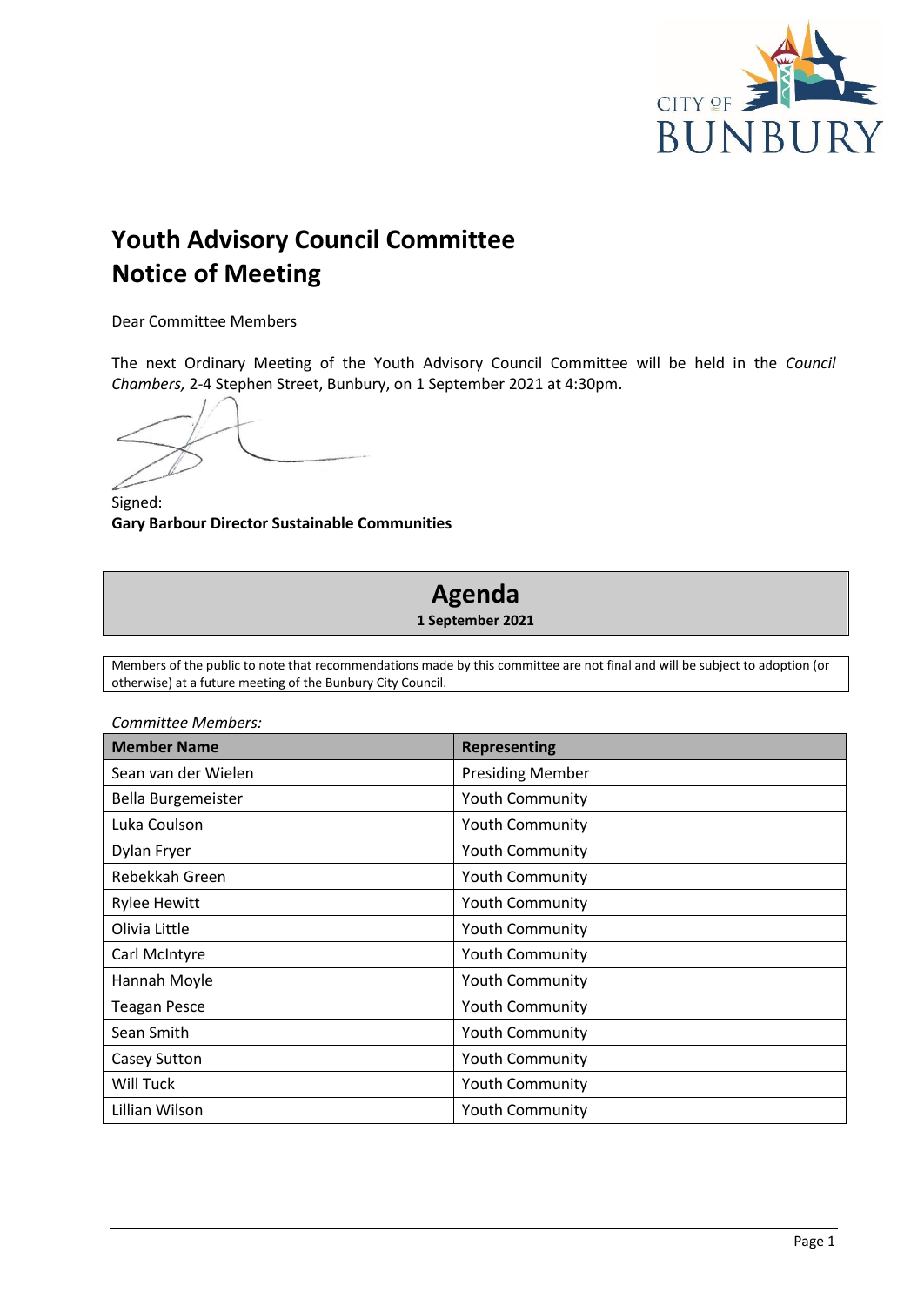# Youth Advisory Council Committee
# Notice of Meeting

Dear Committee Members

The next Ordinary Meeting of the Youth Advisory Council Committee will be held in the *Council Chambers,* 2-4 Stephen Street, Bunbury, on 1 September 2021 at 4:30pm.

Signed:
**Gary Barbour Director Sustainable Communities**

## Agenda

**1 September 2021**

Members of the public to note that recommendations made by this committee are not final and will be subject to adoption (or otherwise) at a future meeting of the Bunbury City Council.

*Committee Members:*

| Member Name | Representing |
|---|---|
| Sean van der Wielen | Presiding Member |
| Bella Burgemeister | Youth Community |
| Luka Coulson | Youth Community |
| Dylan Fryer | Youth Community |
| Rebekkah Green | Youth Community |
| Rylee Hewitt | Youth Community |
| Olivia Little | Youth Community |
| Carl McIntyre | Youth Community |
| Hannah Moyle | Youth Community |
| Teagan Pesce | Youth Community |
| Sean Smith | Youth Community |
| Casey Sutton | Youth Community |
| Will Tuck | Youth Community |
| Lillian Wilson | Youth Community |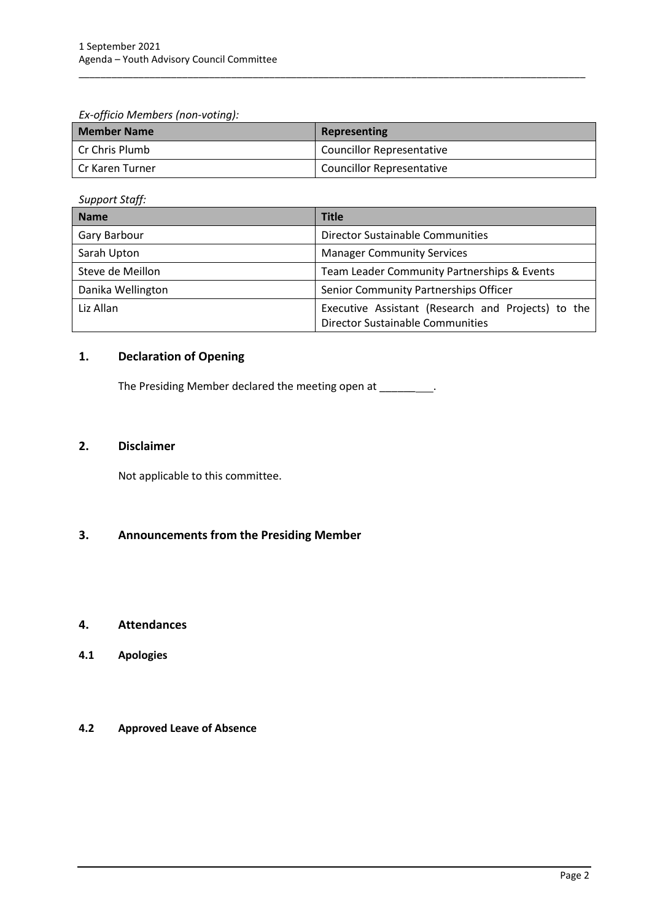*Ex-officio Members (non-voting):*

| Member Name | Representing |
|---|---|
| Cr Chris Plumb | Councillor Representative |
| Cr Karen Turner | Councillor Representative |

*Support Staff:*

| Name | Title |
|---|---|
| Gary Barbour | Director Sustainable Communities |
| Sarah Upton | Manager Community Services |
| Steve de Meillon | Team Leader Community Partnerships & Events |
| Danika Wellington | Senior Community Partnerships Officer |
| Liz Allan | Executive Assistant (Research and Projects) to the Director Sustainable Communities |

## 1. Declaration of Opening

The Presiding Member declared the meeting open at __________.

## 2. Disclaimer

Not applicable to this committee.

## 3. Announcements from the Presiding Member

## 4. Attendances

### 4.1 Apologies

### 4.2 Approved Leave of Absence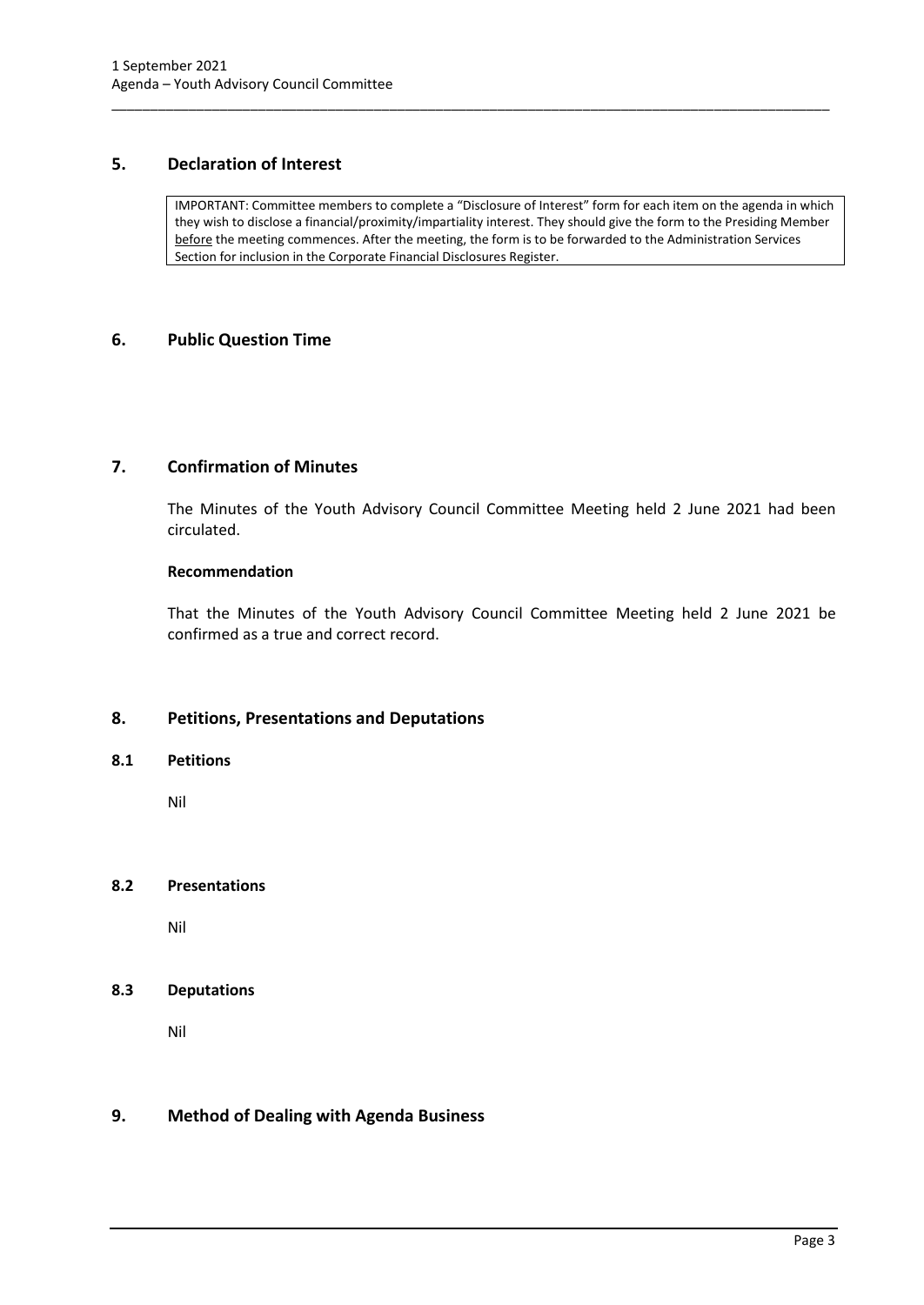## 5. Declaration of Interest

IMPORTANT: Committee members to complete a "Disclosure of Interest" form for each item on the agenda in which they wish to disclose a financial/proximity/impartiality interest. They should give the form to the Presiding Member before the meeting commences. After the meeting, the form is to be forwarded to the Administration Services Section for inclusion in the Corporate Financial Disclosures Register.

## 6. Public Question Time

## 7. Confirmation of Minutes

The Minutes of the Youth Advisory Council Committee Meeting held 2 June 2021 had been circulated.

**Recommendation**

That the Minutes of the Youth Advisory Council Committee Meeting held 2 June 2021 be confirmed as a true and correct record.

## 8. Petitions, Presentations and Deputations

### 8.1 Petitions

Nil

### 8.2 Presentations

Nil

### 8.3 Deputations

Nil

## 9. Method of Dealing with Agenda Business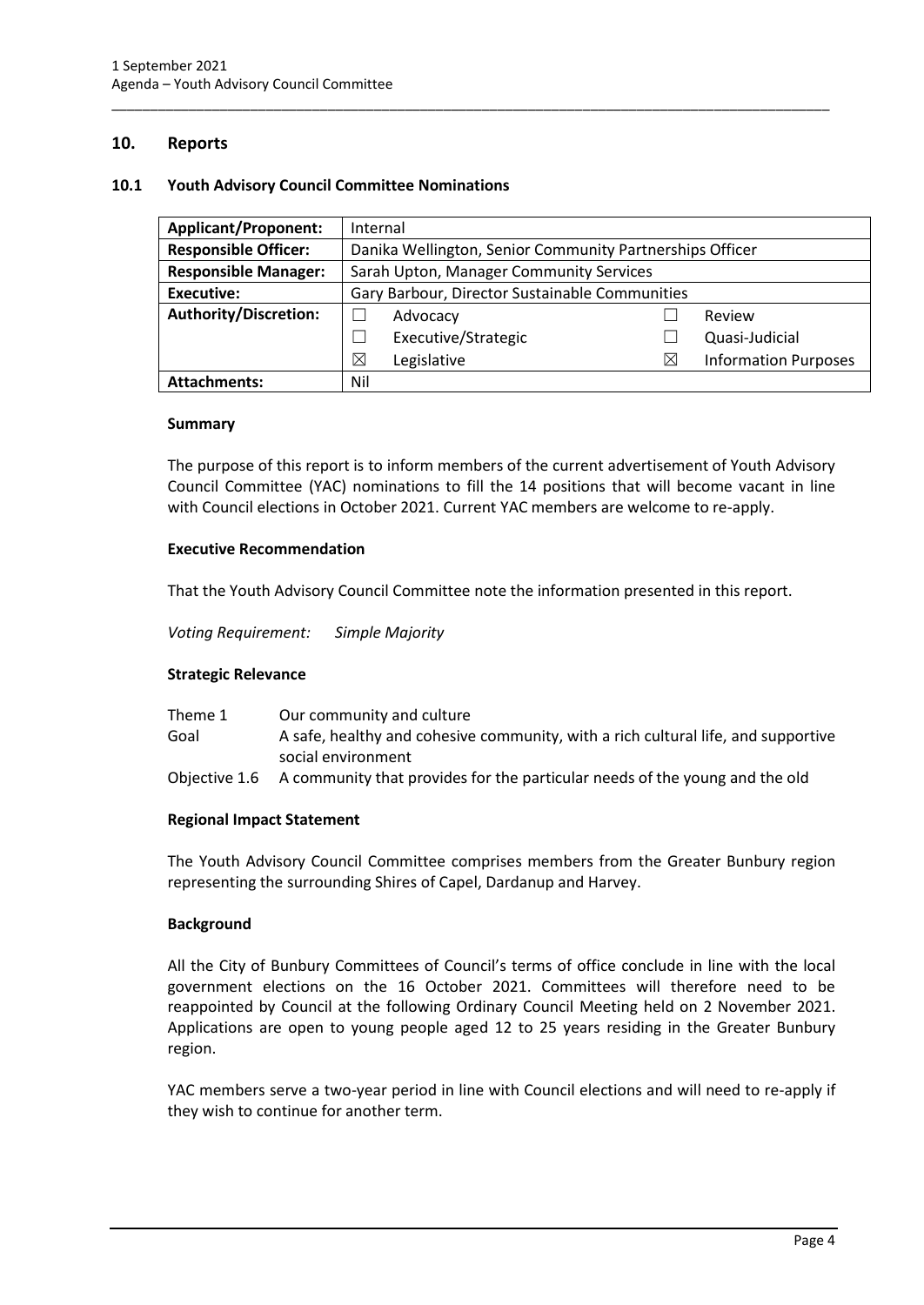## 10. Reports

### 10.1 Youth Advisory Council Committee Nominations

| **Applicant/Proponent:** | Internal | | | |
|---|---|---|---|---|
| **Responsible Officer:** | Danika Wellington, Senior Community Partnerships Officer | | | |
| **Responsible Manager:** | Sarah Upton, Manager Community Services | | | |
| **Executive:** | Gary Barbour, Director Sustainable Communities | | | |
| **Authority/Discretion:** | ☐ | Advocacy | ☐ | Review |
| | ☐ | Executive/Strategic | ☐ | Quasi-Judicial |
| | ☒ | Legislative | ☒ | Information Purposes |
| **Attachments:** | Nil | | | |

#### Summary

The purpose of this report is to inform members of the current advertisement of Youth Advisory Council Committee (YAC) nominations to fill the 14 positions that will become vacant in line with Council elections in October 2021. Current YAC members are welcome to re-apply.

#### Executive Recommendation

That the Youth Advisory Council Committee note the information presented in this report.

*Voting Requirement: Simple Majority*

#### Strategic Relevance

| | |
|---|---|
| Theme 1 | Our community and culture |
| Goal | A safe, healthy and cohesive community, with a rich cultural life, and supportive social environment |
| Objective 1.6 | A community that provides for the particular needs of the young and the old |

#### Regional Impact Statement

The Youth Advisory Council Committee comprises members from the Greater Bunbury region representing the surrounding Shires of Capel, Dardanup and Harvey.

#### Background

All the City of Bunbury Committees of Council's terms of office conclude in line with the local government elections on the 16 October 2021. Committees will therefore need to be reappointed by Council at the following Ordinary Council Meeting held on 2 November 2021. Applications are open to young people aged 12 to 25 years residing in the Greater Bunbury region.

YAC members serve a two-year period in line with Council elections and will need to re-apply if they wish to continue for another term.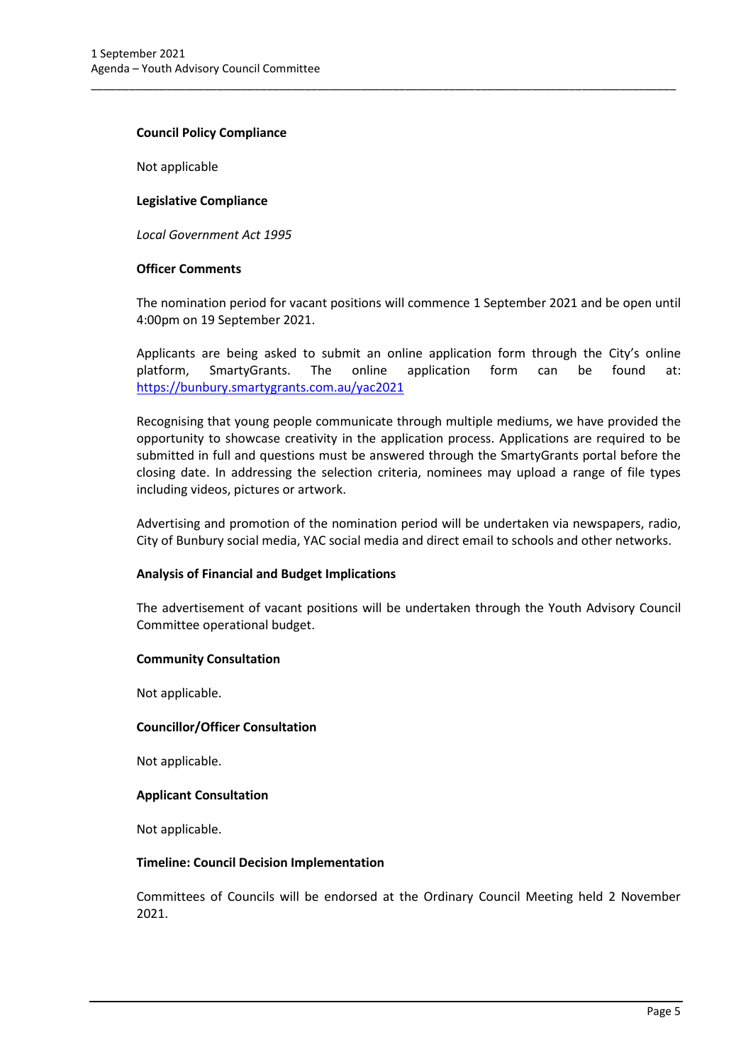**Council Policy Compliance**

Not applicable

**Legislative Compliance**

*Local Government Act 1995*

**Officer Comments**

The nomination period for vacant positions will commence 1 September 2021 and be open until 4:00pm on 19 September 2021.

Applicants are being asked to submit an online application form through the City's online platform, SmartyGrants. The online application form can be found at: [https://bunbury.smartygrants.com.au/yac2021](https://bunbury.smartygrants.com.au/yac2021)

Recognising that young people communicate through multiple mediums, we have provided the opportunity to showcase creativity in the application process. Applications are required to be submitted in full and questions must be answered through the SmartyGrants portal before the closing date. In addressing the selection criteria, nominees may upload a range of file types including videos, pictures or artwork.

Advertising and promotion of the nomination period will be undertaken via newspapers, radio, City of Bunbury social media, YAC social media and direct email to schools and other networks.

**Analysis of Financial and Budget Implications**

The advertisement of vacant positions will be undertaken through the Youth Advisory Council Committee operational budget.

**Community Consultation**

Not applicable.

**Councillor/Officer Consultation**

Not applicable.

**Applicant Consultation**

Not applicable.

**Timeline: Council Decision Implementation**

Committees of Councils will be endorsed at the Ordinary Council Meeting held 2 November 2021.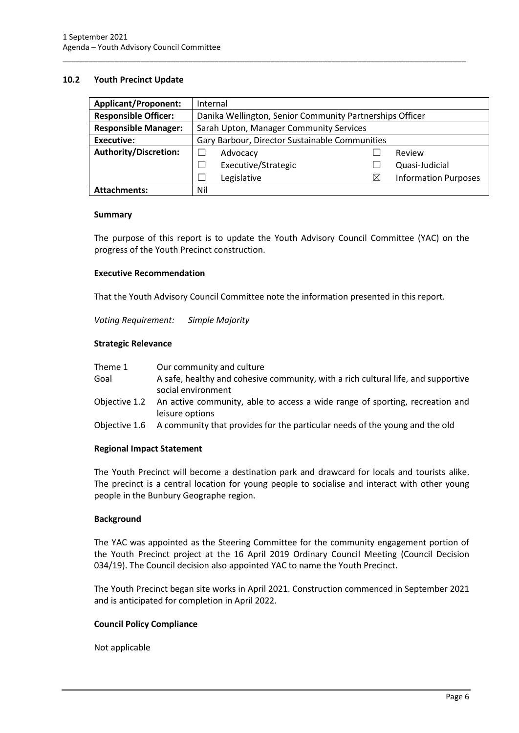## 10.2 Youth Precinct Update

| **Applicant/Proponent:** | Internal | | | |
|---|---|---|---|---|
| **Responsible Officer:** | Danika Wellington, Senior Community Partnerships Officer | | | |
| **Responsible Manager:** | Sarah Upton, Manager Community Services | | | |
| **Executive:** | Gary Barbour, Director Sustainable Communities | | | |
| **Authority/Discretion:** | ☐ | Advocacy | ☐ | Review |
| | ☐ | Executive/Strategic | ☐ | Quasi-Judicial |
| | ☐ | Legislative | ☒ | Information Purposes |
| **Attachments:** | Nil | | | |

### Summary

The purpose of this report is to update the Youth Advisory Council Committee (YAC) on the progress of the Youth Precinct construction.

### Executive Recommendation

That the Youth Advisory Council Committee note the information presented in this report.

*Voting Requirement: Simple Majority*

### Strategic Relevance

| | |
|---|---|
| Theme 1 | Our community and culture |
| Goal | A safe, healthy and cohesive community, with a rich cultural life, and supportive social environment |
| Objective 1.2 | An active community, able to access a wide range of sporting, recreation and leisure options |
| Objective 1.6 | A community that provides for the particular needs of the young and the old |

### Regional Impact Statement

The Youth Precinct will become a destination park and drawcard for locals and tourists alike. The precinct is a central location for young people to socialise and interact with other young people in the Bunbury Geographe region.

### Background

The YAC was appointed as the Steering Committee for the community engagement portion of the Youth Precinct project at the 16 April 2019 Ordinary Council Meeting (Council Decision 034/19). The Council decision also appointed YAC to name the Youth Precinct.

The Youth Precinct began site works in April 2021. Construction commenced in September 2021 and is anticipated for completion in April 2022.

### Council Policy Compliance

Not applicable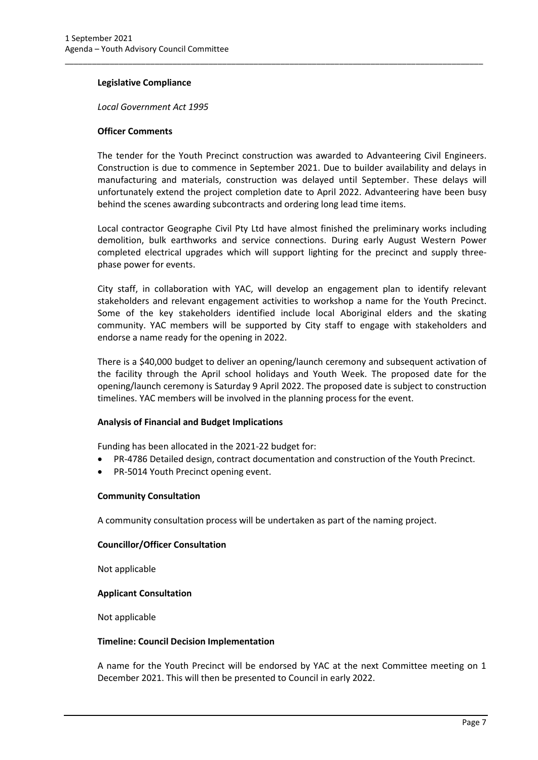**Legislative Compliance**

*Local Government Act 1995*

**Officer Comments**

The tender for the Youth Precinct construction was awarded to Advanteering Civil Engineers. Construction is due to commence in September 2021. Due to builder availability and delays in manufacturing and materials, construction was delayed until September. These delays will unfortunately extend the project completion date to April 2022. Advanteering have been busy behind the scenes awarding subcontracts and ordering long lead time items.

Local contractor Geographe Civil Pty Ltd have almost finished the preliminary works including demolition, bulk earthworks and service connections. During early August Western Power completed electrical upgrades which will support lighting for the precinct and supply three-phase power for events.

City staff, in collaboration with YAC, will develop an engagement plan to identify relevant stakeholders and relevant engagement activities to workshop a name for the Youth Precinct. Some of the key stakeholders identified include local Aboriginal elders and the skating community. YAC members will be supported by City staff to engage with stakeholders and endorse a name ready for the opening in 2022.

There is a $40,000 budget to deliver an opening/launch ceremony and subsequent activation of the facility through the April school holidays and Youth Week. The proposed date for the opening/launch ceremony is Saturday 9 April 2022. The proposed date is subject to construction timelines. YAC members will be involved in the planning process for the event.

**Analysis of Financial and Budget Implications**

Funding has been allocated in the 2021-22 budget for:

- PR-4786 Detailed design, contract documentation and construction of the Youth Precinct.
- PR-5014 Youth Precinct opening event.

**Community Consultation**

A community consultation process will be undertaken as part of the naming project.

**Councillor/Officer Consultation**

Not applicable

**Applicant Consultation**

Not applicable

**Timeline: Council Decision Implementation**

A name for the Youth Precinct will be endorsed by YAC at the next Committee meeting on 1 December 2021. This will then be presented to Council in early 2022.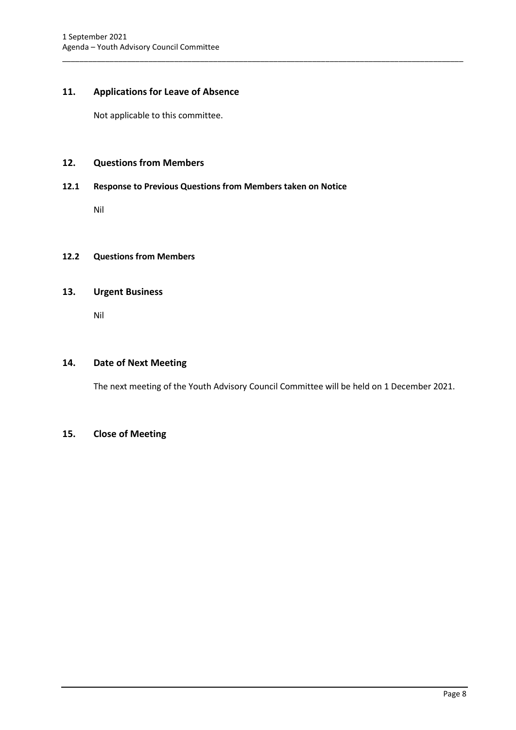## 11. Applications for Leave of Absence

Not applicable to this committee.

## 12. Questions from Members

### 12.1 Response to Previous Questions from Members taken on Notice

Nil

### 12.2 Questions from Members

## 13. Urgent Business

Nil

## 14. Date of Next Meeting

The next meeting of the Youth Advisory Council Committee will be held on 1 December 2021.

## 15. Close of Meeting